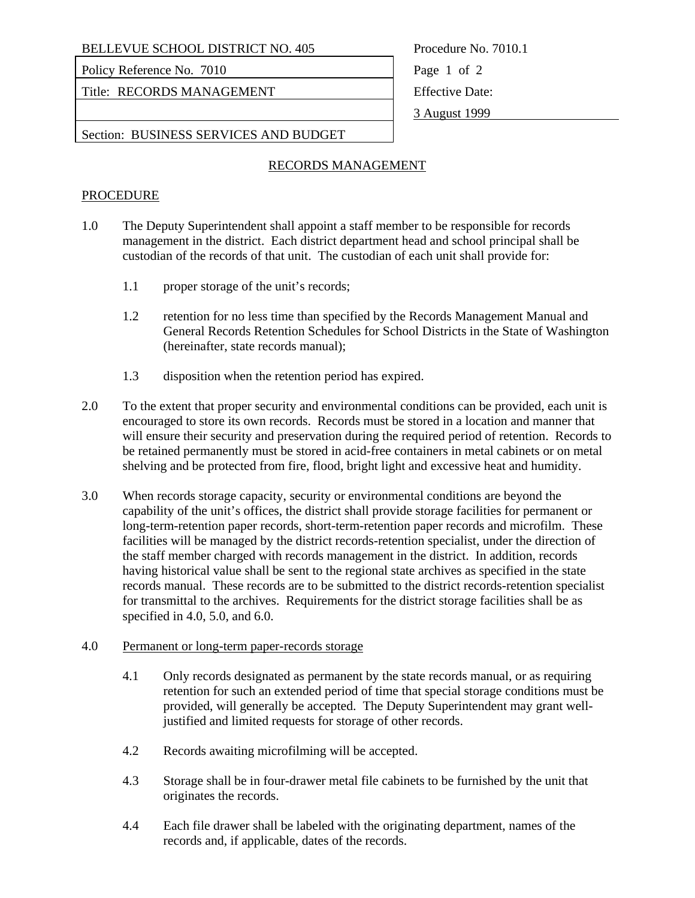| BELLEVUE SCHOOL DISTRICT NO. 405 | Procedure No. 7010.1 |
| --- | --- |
| Policy Reference No. 7010 | |
| Title: RECORDS MANAGEMENT | Effective Date: |
| | 3 August 1999 |
| Section: BUSINESS SERVICES AND BUDGET | |

## RECORDS MANAGEMENT

### PROCEDURE

1.0 The Deputy Superintendent shall appoint a staff member to be responsible for records management in the district. Each district department head and school principal shall be custodian of the records of that unit. The custodian of each unit shall provide for:

- 1.1 proper storage of the unit's records;
- 1.2 retention for no less time than specified by the Records Management Manual and General Records Retention Schedules for School Districts in the State of Washington (hereinafter, state records manual);
- 1.3 disposition when the retention period has expired.

2.0 To the extent that proper security and environmental conditions can be provided, each unit is encouraged to store its own records. Records must be stored in a location and manner that will ensure their security and preservation during the required period of retention. Records to be retained permanently must be stored in acid-free containers in metal cabinets or on metal shelving and be protected from fire, flood, bright light and excessive heat and humidity.

3.0 When records storage capacity, security or environmental conditions are beyond the capability of the unit's offices, the district shall provide storage facilities for permanent or long-term-retention paper records, short-term-retention paper records and microfilm. These facilities will be managed by the district records-retention specialist, under the direction of the staff member charged with records management in the district. In addition, records having historical value shall be sent to the regional state archives as specified in the state records manual. These records are to be submitted to the district records-retention specialist for transmittal to the archives. Requirements for the district storage facilities shall be as specified in 4.0, 5.0, and 6.0.

4.0 Permanent or long-term paper-records storage

- 4.1 Only records designated as permanent by the state records manual, or as requiring retention for such an extended period of time that special storage conditions must be provided, will generally be accepted. The Deputy Superintendent may grant well-justified and limited requests for storage of other records.
- 4.2 Records awaiting microfilming will be accepted.
- 4.3 Storage shall be in four-drawer metal file cabinets to be furnished by the unit that originates the records.
- 4.4 Each file drawer shall be labeled with the originating department, names of the records and, if applicable, dates of the records.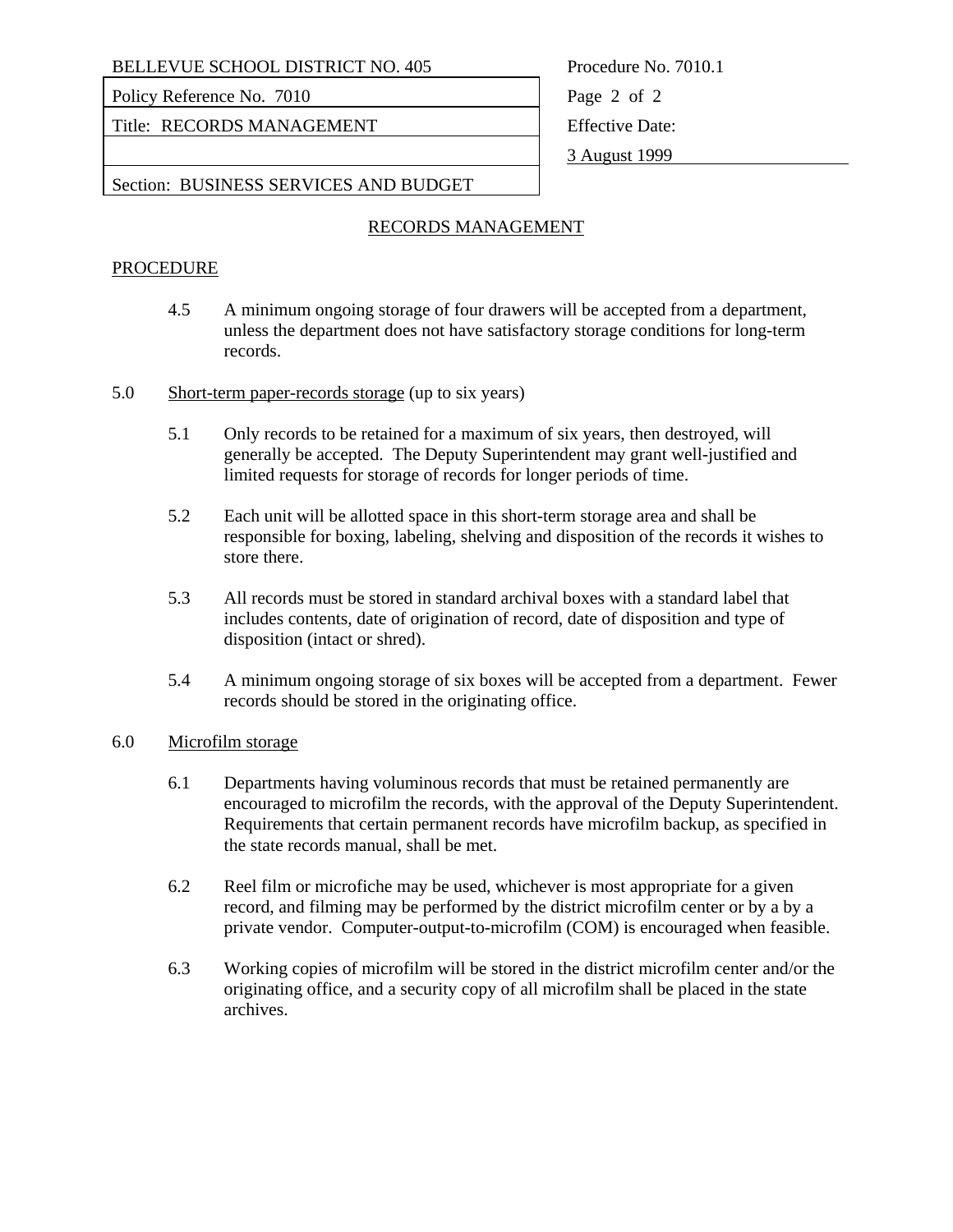BELLEVUE SCHOOL DISTRICT NO. 405

| Policy Reference No. 7010 | Procedure No. 7010.1 |
| --- | --- |
| Title: RECORDS MANAGEMENT | Effective Date: |
| | 3 August 1999 |
| Section: BUSINESS SERVICES AND BUDGET | |

## RECORDS MANAGEMENT

### PROCEDURE

4.5 A minimum ongoing storage of four drawers will be accepted from a department, unless the department does not have satisfactory storage conditions for long-term records.

5.0 Short-term paper-records storage (up to six years)

5.1 Only records to be retained for a maximum of six years, then destroyed, will generally be accepted. The Deputy Superintendent may grant well-justified and limited requests for storage of records for longer periods of time.

5.2 Each unit will be allotted space in this short-term storage area and shall be responsible for boxing, labeling, shelving and disposition of the records it wishes to store there.

5.3 All records must be stored in standard archival boxes with a standard label that includes contents, date of origination of record, date of disposition and type of disposition (intact or shred).

5.4 A minimum ongoing storage of six boxes will be accepted from a department. Fewer records should be stored in the originating office.

6.0 Microfilm storage

6.1 Departments having voluminous records that must be retained permanently are encouraged to microfilm the records, with the approval of the Deputy Superintendent. Requirements that certain permanent records have microfilm backup, as specified in the state records manual, shall be met.

6.2 Reel film or microfiche may be used, whichever is most appropriate for a given record, and filming may be performed by the district microfilm center or by a by a private vendor. Computer-output-to-microfilm (COM) is encouraged when feasible.

6.3 Working copies of microfilm will be stored in the district microfilm center and/or the originating office, and a security copy of all microfilm shall be placed in the state archives.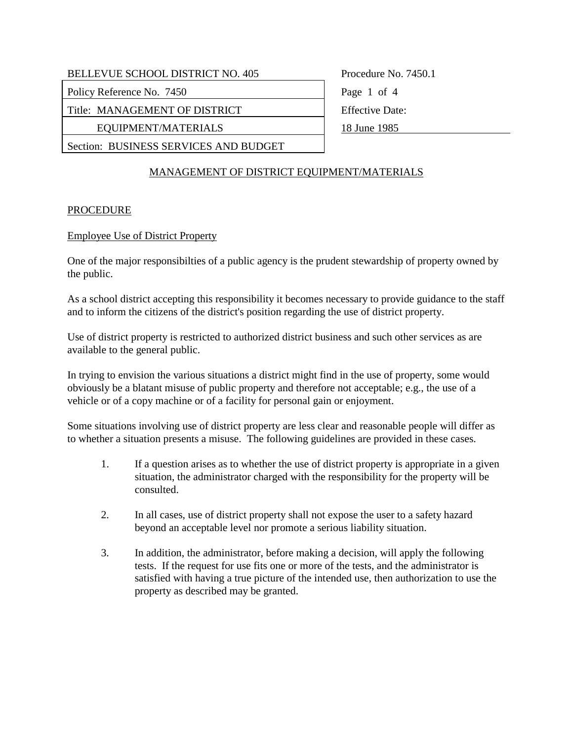| BELLEVUE SCHOOL DISTRICT NO. 405 | Procedure No. 7450.1 |
| --- | --- |
| Policy Reference No. 7450 | |
| Title: MANAGEMENT OF DISTRICT EQUIPMENT/MATERIALS | Effective Date: 18 June 1985 |
| Section: BUSINESS SERVICES AND BUDGET | |

## MANAGEMENT OF DISTRICT EQUIPMENT/MATERIALS

### PROCEDURE

#### Employee Use of District Property

One of the major responsibilties of a public agency is the prudent stewardship of property owned by the public.

As a school district accepting this responsibility it becomes necessary to provide guidance to the staff and to inform the citizens of the district's position regarding the use of district property.

Use of district property is restricted to authorized district business and such other services as are available to the general public.

In trying to envision the various situations a district might find in the use of property, some would obviously be a blatant misuse of public property and therefore not acceptable; e.g., the use of a vehicle or of a copy machine or of a facility for personal gain or enjoyment.

Some situations involving use of district property are less clear and reasonable people will differ as to whether a situation presents a misuse. The following guidelines are provided in these cases.

1. If a question arises as to whether the use of district property is appropriate in a given situation, the administrator charged with the responsibility for the property will be consulted.

2. In all cases, use of district property shall not expose the user to a safety hazard beyond an acceptable level nor promote a serious liability situation.

3. In addition, the administrator, before making a decision, will apply the following tests. If the request for use fits one or more of the tests, and the administrator is satisfied with having a true picture of the intended use, then authorization to use the property as described may be granted.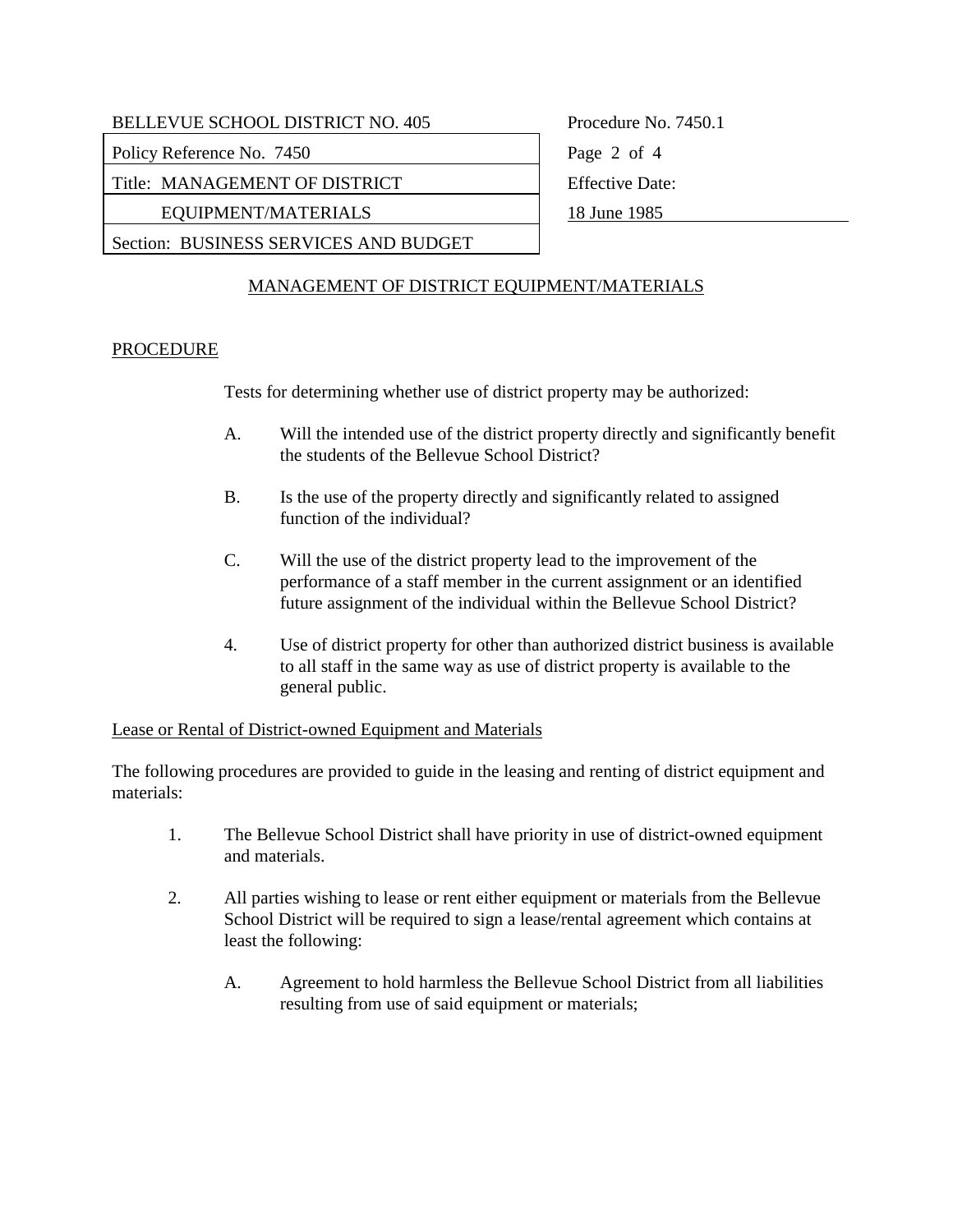## MANAGEMENT OF DISTRICT EQUIPMENT/MATERIALS

### PROCEDURE

Tests for determining whether use of district property may be authorized:

A. Will the intended use of the district property directly and significantly benefit the students of the Bellevue School District?

B. Is the use of the property directly and significantly related to assigned function of the individual?

C. Will the use of the district property lead to the improvement of the performance of a staff member in the current assignment or an identified future assignment of the individual within the Bellevue School District?

4. Use of district property for other than authorized district business is available to all staff in the same way as use of district property is available to the general public.

### Lease or Rental of District-owned Equipment and Materials

The following procedures are provided to guide in the leasing and renting of district equipment and materials:

1. The Bellevue School District shall have priority in use of district-owned equipment and materials.

2. All parties wishing to lease or rent either equipment or materials from the Bellevue School District will be required to sign a lease/rental agreement which contains at least the following:

   A. Agreement to hold harmless the Bellevue School District from all liabilities resulting from use of said equipment or materials;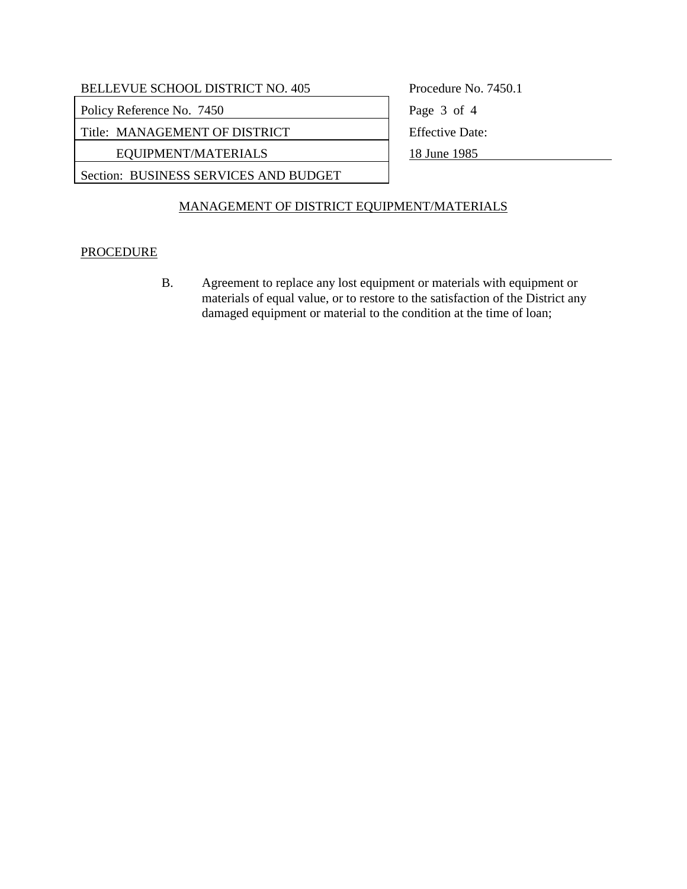## MANAGEMENT OF DISTRICT EQUIPMENT/MATERIALS

PROCEDURE

B. Agreement to replace any lost equipment or materials with equipment or materials of equal value, or to restore to the satisfaction of the District any damaged equipment or material to the condition at the time of loan;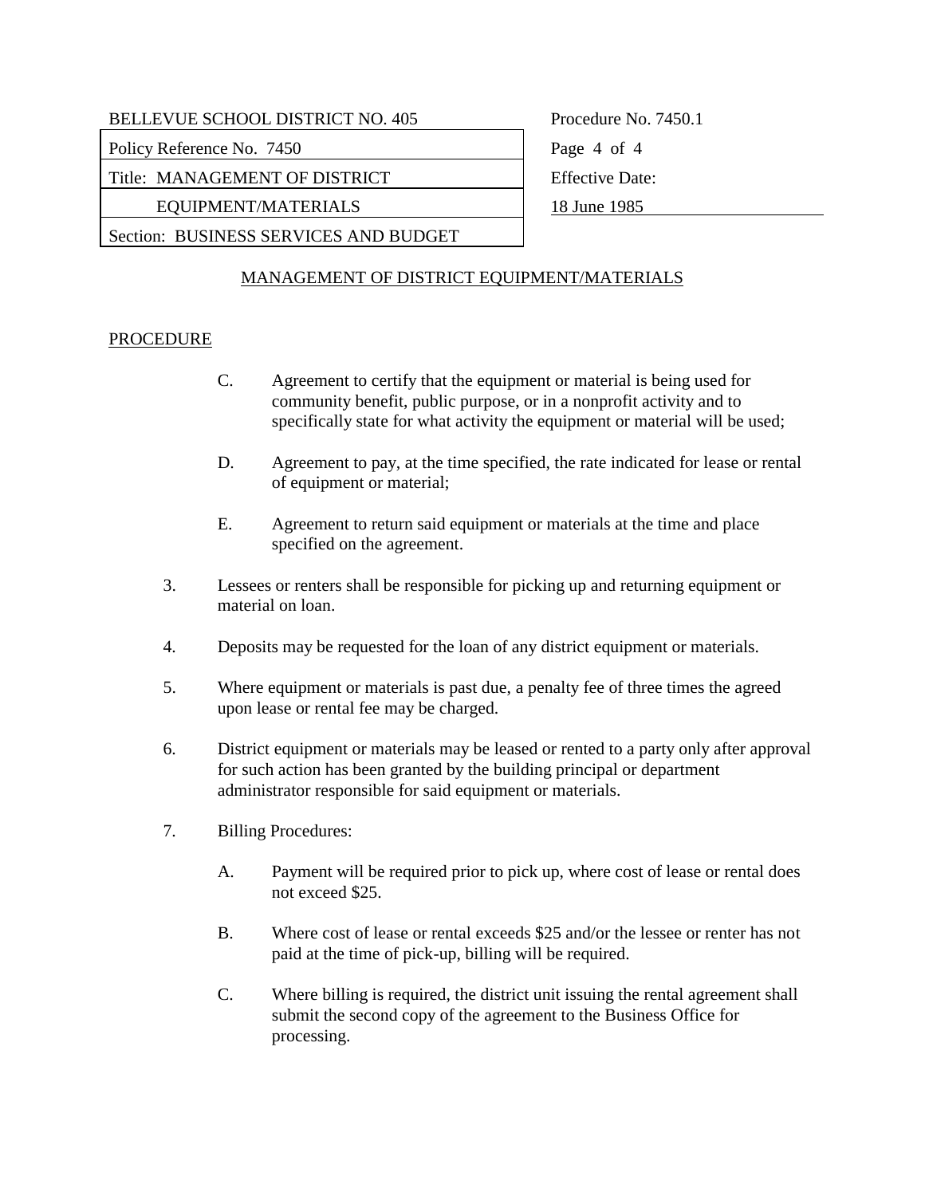## MANAGEMENT OF DISTRICT EQUIPMENT/MATERIALS

PROCEDURE

C. Agreement to certify that the equipment or material is being used for community benefit, public purpose, or in a nonprofit activity and to specifically state for what activity the equipment or material will be used;

D. Agreement to pay, at the time specified, the rate indicated for lease or rental of equipment or material;

E. Agreement to return said equipment or materials at the time and place specified on the agreement.

3. Lessees or renters shall be responsible for picking up and returning equipment or material on loan.

4. Deposits may be requested for the loan of any district equipment or materials.

5. Where equipment or materials is past due, a penalty fee of three times the agreed upon lease or rental fee may be charged.

6. District equipment or materials may be leased or rented to a party only after approval for such action has been granted by the building principal or department administrator responsible for said equipment or materials.

7. Billing Procedures:

   A. Payment will be required prior to pick up, where cost of lease or rental does not exceed $25.

   B. Where cost of lease or rental exceeds $25 and/or the lessee or renter has not paid at the time of pick-up, billing will be required.

   C. Where billing is required, the district unit issuing the rental agreement shall submit the second copy of the agreement to the Business Office for processing.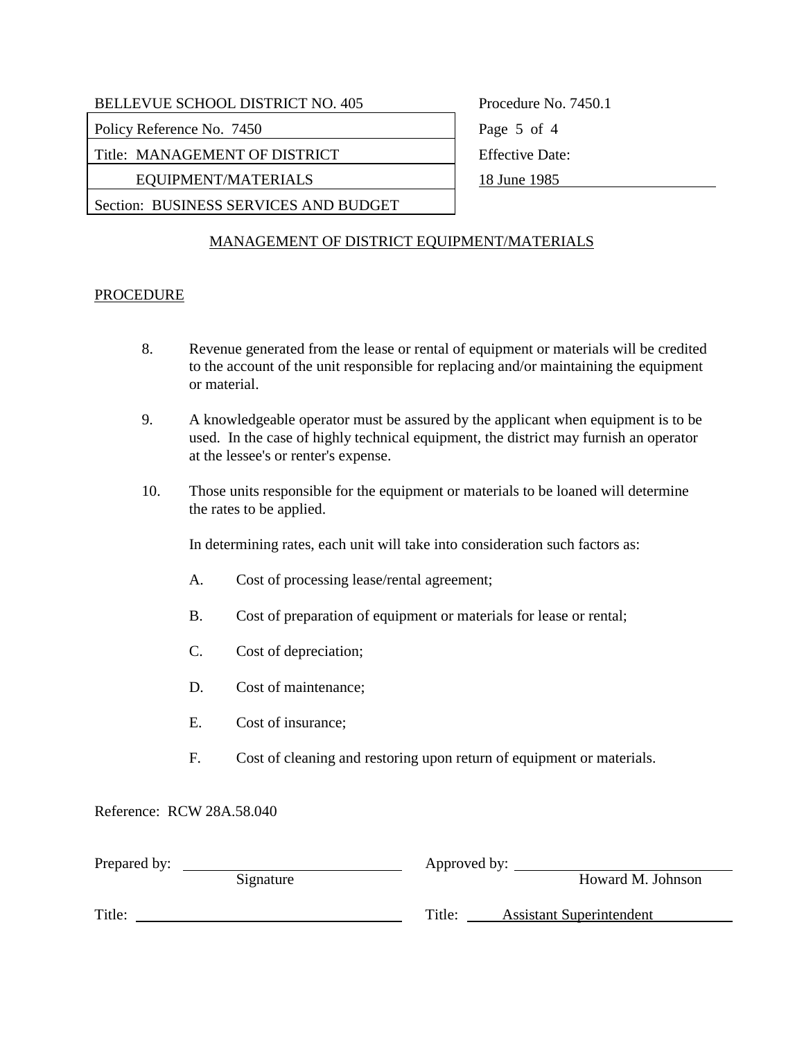| BELLEVUE SCHOOL DISTRICT NO. 405 | Procedure No. 7450.1 |
| --- | --- |
| Policy Reference No. 7450 | Page 5 of 4 |
| Title: MANAGEMENT OF DISTRICT EQUIPMENT/MATERIALS | Effective Date: 18 June 1985 |
| Section: BUSINESS SERVICES AND BUDGET | |

## MANAGEMENT OF DISTRICT EQUIPMENT/MATERIALS

### PROCEDURE

8. Revenue generated from the lease or rental of equipment or materials will be credited to the account of the unit responsible for replacing and/or maintaining the equipment or material.

9. A knowledgeable operator must be assured by the applicant when equipment is to be used. In the case of highly technical equipment, the district may furnish an operator at the lessee's or renter's expense.

10. Those units responsible for the equipment or materials to be loaned will determine the rates to be applied.

    In determining rates, each unit will take into consideration such factors as:

    A. Cost of processing lease/rental agreement;

    B. Cost of preparation of equipment or materials for lease or rental;

    C. Cost of depreciation;

    D. Cost of maintenance;

    E. Cost of insurance;

    F. Cost of cleaning and restoring upon return of equipment or materials.

Reference: RCW 28A.58.040

Prepared by: ______________________ Signature

Approved by: ______________________ Howard M. Johnson

Title: ______________________

Title: Assistant Superintendent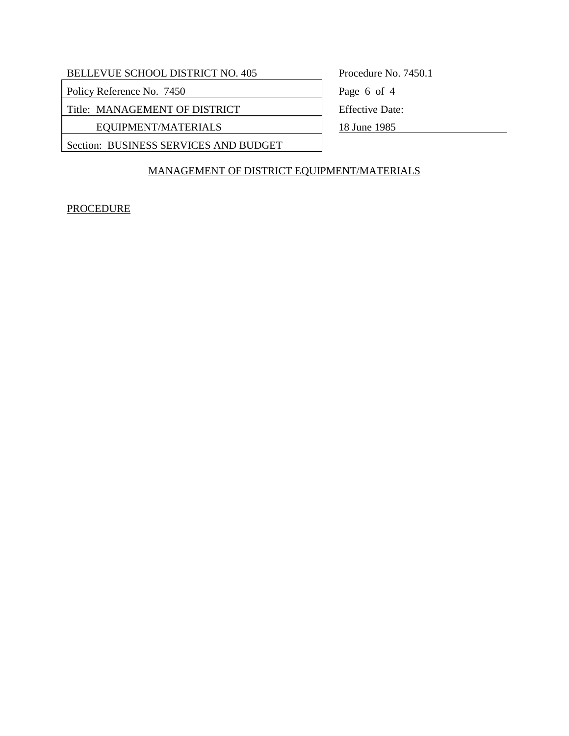## MANAGEMENT OF DISTRICT EQUIPMENT/MATERIALS

PROCEDURE